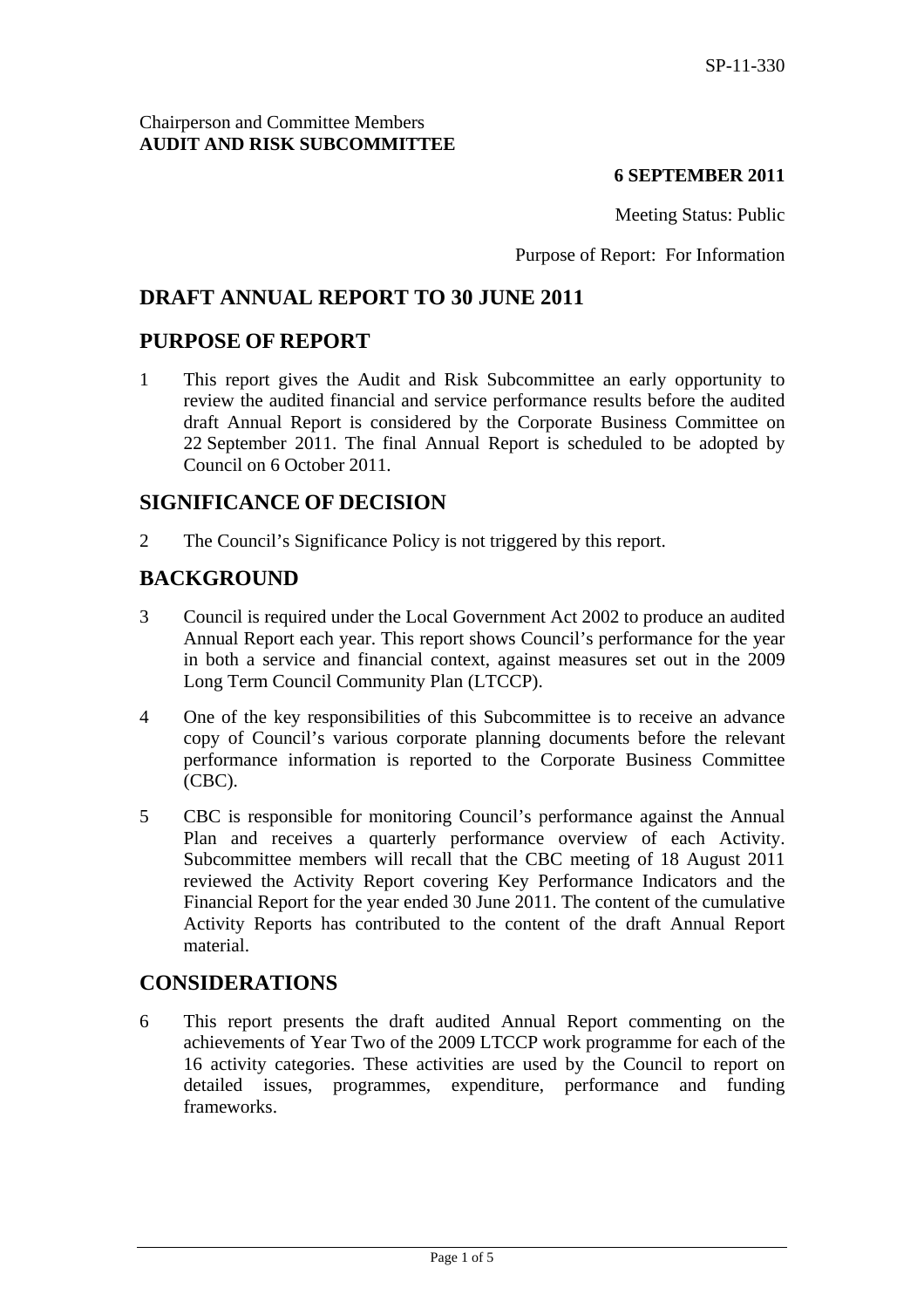SP-11-330

Chairperson and Committee Members
**AUDIT AND RISK SUBCOMMITTEE**

**6 SEPTEMBER 2011**

Meeting Status: Public

Purpose of Report: For Information

# DRAFT ANNUAL REPORT TO 30 JUNE 2011

## PURPOSE OF REPORT

1 This report gives the Audit and Risk Subcommittee an early opportunity to review the audited financial and service performance results before the audited draft Annual Report is considered by the Corporate Business Committee on 22 September 2011. The final Annual Report is scheduled to be adopted by Council on 6 October 2011.

## SIGNIFICANCE OF DECISION

2 The Council's Significance Policy is not triggered by this report.

## BACKGROUND

3 Council is required under the Local Government Act 2002 to produce an audited Annual Report each year. This report shows Council's performance for the year in both a service and financial context, against measures set out in the 2009 Long Term Council Community Plan (LTCCP).

4 One of the key responsibilities of this Subcommittee is to receive an advance copy of Council's various corporate planning documents before the relevant performance information is reported to the Corporate Business Committee (CBC).

5 CBC is responsible for monitoring Council's performance against the Annual Plan and receives a quarterly performance overview of each Activity. Subcommittee members will recall that the CBC meeting of 18 August 2011 reviewed the Activity Report covering Key Performance Indicators and the Financial Report for the year ended 30 June 2011. The content of the cumulative Activity Reports has contributed to the content of the draft Annual Report material.

## CONSIDERATIONS

6 This report presents the draft audited Annual Report commenting on the achievements of Year Two of the 2009 LTCCP work programme for each of the 16 activity categories. These activities are used by the Council to report on detailed issues, programmes, expenditure, performance and funding frameworks.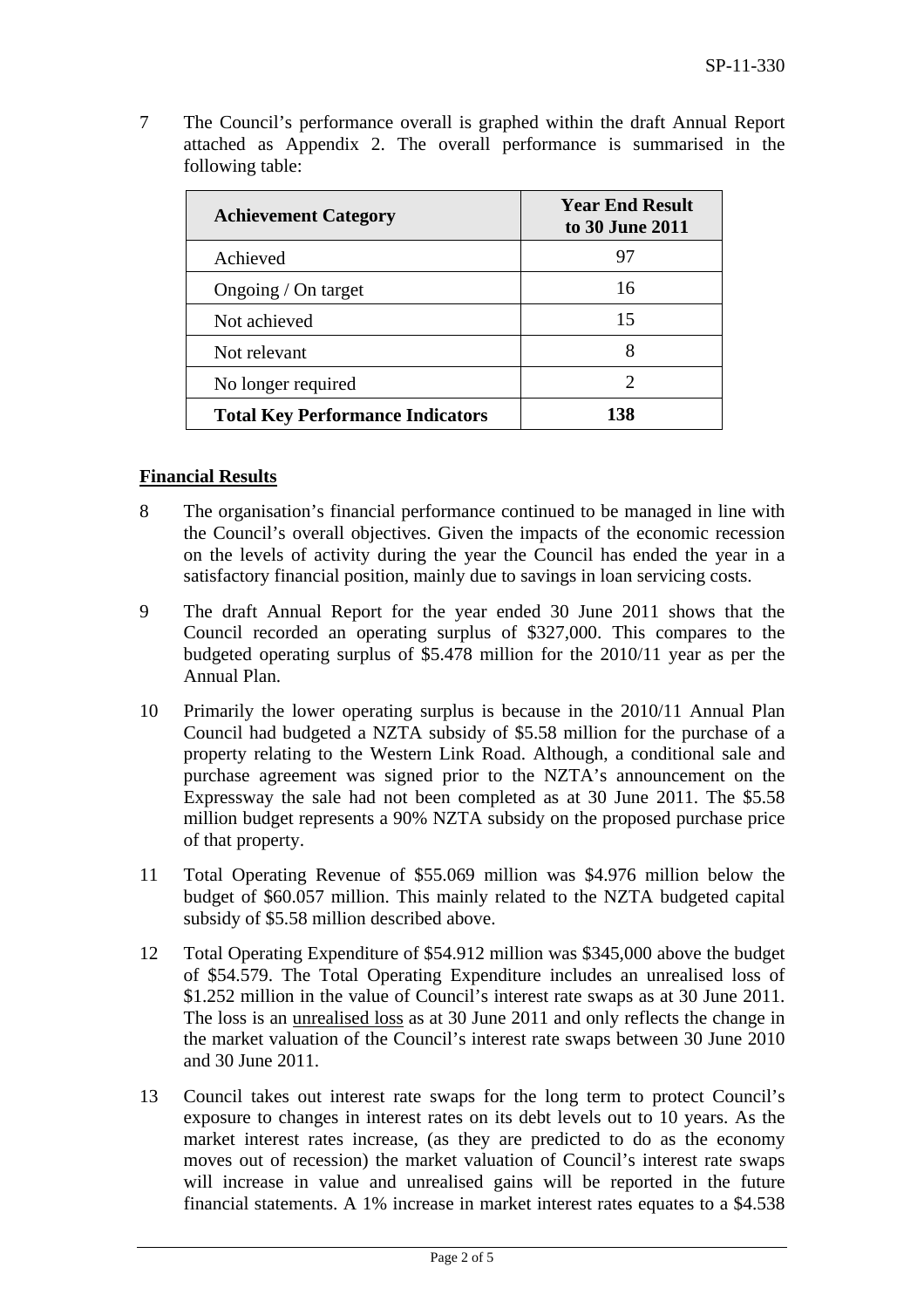7 The Council's performance overall is graphed within the draft Annual Report attached as Appendix 2. The overall performance is summarised in the following table:

| Achievement Category | Year End Result to 30 June 2011 |
|---|---|
| Achieved | 97 |
| Ongoing / On target | 16 |
| Not achieved | 15 |
| Not relevant | 8 |
| No longer required | 2 |
| **Total Key Performance Indicators** | **138** |

**Financial Results**

8 The organisation's financial performance continued to be managed in line with the Council's overall objectives. Given the impacts of the economic recession on the levels of activity during the year the Council has ended the year in a satisfactory financial position, mainly due to savings in loan servicing costs.

9 The draft Annual Report for the year ended 30 June 2011 shows that the Council recorded an operating surplus of $327,000. This compares to the budgeted operating surplus of $5.478 million for the 2010/11 year as per the Annual Plan.

10 Primarily the lower operating surplus is because in the 2010/11 Annual Plan Council had budgeted a NZTA subsidy of $5.58 million for the purchase of a property relating to the Western Link Road. Although, a conditional sale and purchase agreement was signed prior to the NZTA's announcement on the Expressway the sale had not been completed as at 30 June 2011. The $5.58 million budget represents a 90% NZTA subsidy on the proposed purchase price of that property.

11 Total Operating Revenue of $55.069 million was $4.976 million below the budget of $60.057 million. This mainly related to the NZTA budgeted capital subsidy of $5.58 million described above.

12 Total Operating Expenditure of $54.912 million was $345,000 above the budget of $54.579. The Total Operating Expenditure includes an unrealised loss of $1.252 million in the value of Council's interest rate swaps as at 30 June 2011. The loss is an unrealised loss as at 30 June 2011 and only reflects the change in the market valuation of the Council's interest rate swaps between 30 June 2010 and 30 June 2011.

13 Council takes out interest rate swaps for the long term to protect Council's exposure to changes in interest rates on its debt levels out to 10 years. As the market interest rates increase, (as they are predicted to do as the economy moves out of recession) the market valuation of Council's interest rate swaps will increase in value and unrealised gains will be reported in the future financial statements. A 1% increase in market interest rates equates to a $4.538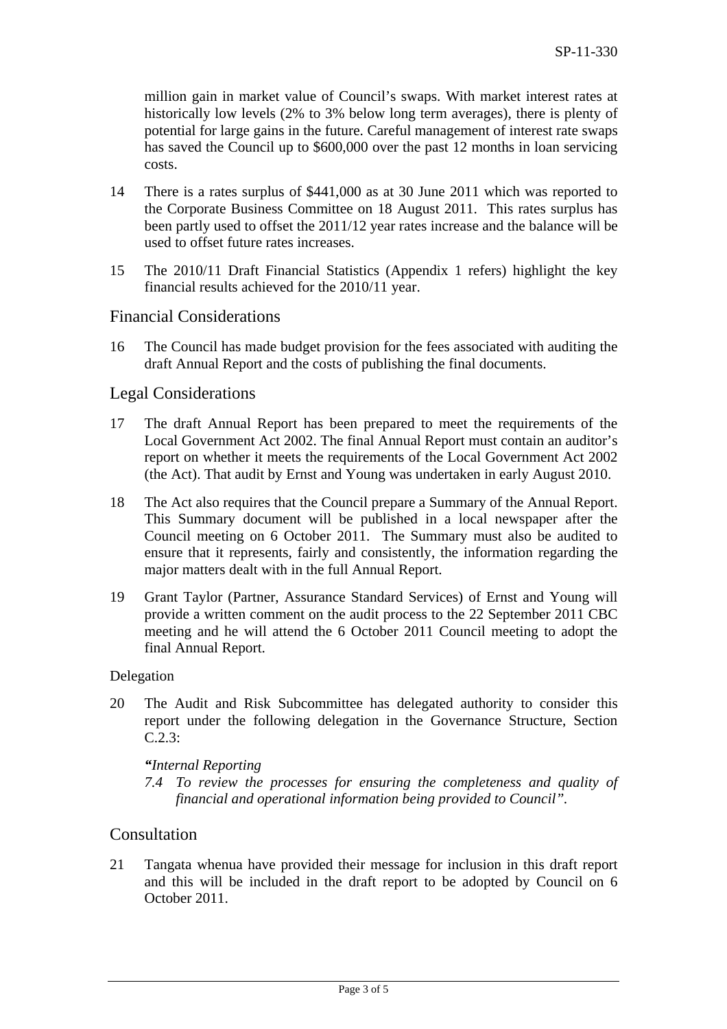million gain in market value of Council's swaps. With market interest rates at historically low levels (2% to 3% below long term averages), there is plenty of potential for large gains in the future. Careful management of interest rate swaps has saved the Council up to $600,000 over the past 12 months in loan servicing costs.

14 There is a rates surplus of $441,000 as at 30 June 2011 which was reported to the Corporate Business Committee on 18 August 2011. This rates surplus has been partly used to offset the 2011/12 year rates increase and the balance will be used to offset future rates increases.

15 The 2010/11 Draft Financial Statistics (Appendix 1 refers) highlight the key financial results achieved for the 2010/11 year.

## Financial Considerations

16 The Council has made budget provision for the fees associated with auditing the draft Annual Report and the costs of publishing the final documents.

## Legal Considerations

17 The draft Annual Report has been prepared to meet the requirements of the Local Government Act 2002. The final Annual Report must contain an auditor's report on whether it meets the requirements of the Local Government Act 2002 (the Act). That audit by Ernst and Young was undertaken in early August 2010.

18 The Act also requires that the Council prepare a Summary of the Annual Report. This Summary document will be published in a local newspaper after the Council meeting on 6 October 2011. The Summary must also be audited to ensure that it represents, fairly and consistently, the information regarding the major matters dealt with in the full Annual Report.

19 Grant Taylor (Partner, Assurance Standard Services) of Ernst and Young will provide a written comment on the audit process to the 22 September 2011 CBC meeting and he will attend the 6 October 2011 Council meeting to adopt the final Annual Report.

Delegation

20 The Audit and Risk Subcommittee has delegated authority to consider this report under the following delegation in the Governance Structure, Section C.2.3:

> ***"****Internal Reporting*
>
> *7.4 To review the processes for ensuring the completeness and quality of financial and operational information being provided to Council".*

## Consultation

21 Tangata whenua have provided their message for inclusion in this draft report and this will be included in the draft report to be adopted by Council on 6 October 2011.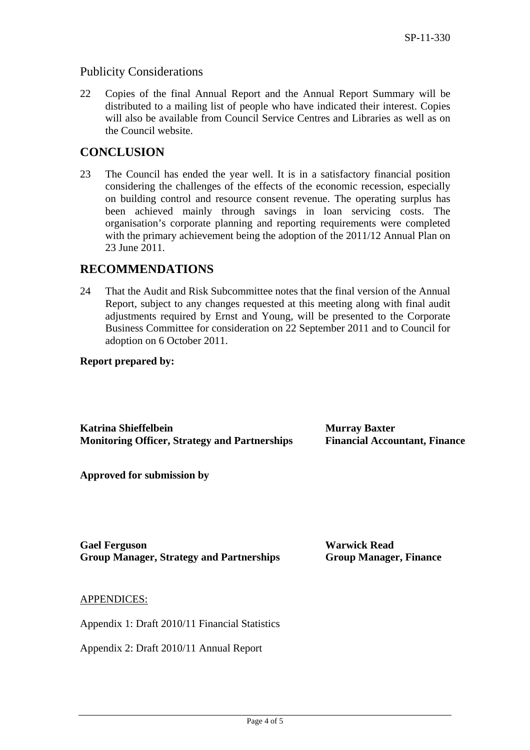## Publicity Considerations

22 Copies of the final Annual Report and the Annual Report Summary will be distributed to a mailing list of people who have indicated their interest. Copies will also be available from Council Service Centres and Libraries as well as on the Council website.

# CONCLUSION

23 The Council has ended the year well. It is in a satisfactory financial position considering the challenges of the effects of the economic recession, especially on building control and resource consent revenue. The operating surplus has been achieved mainly through savings in loan servicing costs. The organisation's corporate planning and reporting requirements were completed with the primary achievement being the adoption of the 2011/12 Annual Plan on 23 June 2011.

# RECOMMENDATIONS

24 That the Audit and Risk Subcommittee notes that the final version of the Annual Report, subject to any changes requested at this meeting along with final audit adjustments required by Ernst and Young, will be presented to the Corporate Business Committee for consideration on 22 September 2011 and to Council for adoption on 6 October 2011.

**Report prepared by:**

**Katrina Shieffelbein**
**Monitoring Officer, Strategy and Partnerships**

**Murray Baxter**
**Financial Accountant, Finance**

**Approved for submission by**

**Gael Ferguson**
**Group Manager, Strategy and Partnerships**

**Warwick Read**
**Group Manager, Finance**

APPENDICES:

Appendix 1: Draft 2010/11 Financial Statistics

Appendix 2: Draft 2010/11 Annual Report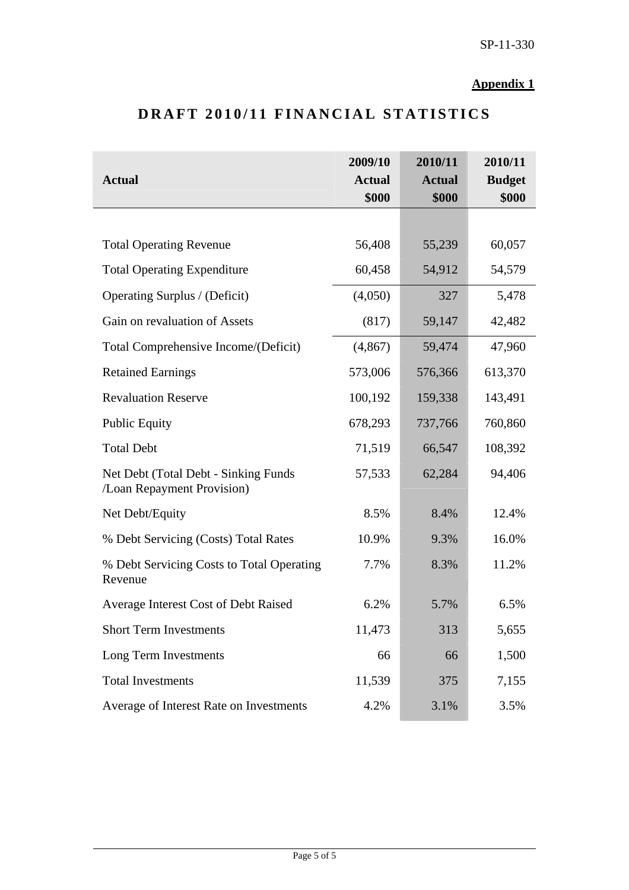SP-11-330

**Appendix 1**

# DRAFT 2010/11 FINANCIAL STATISTICS

| Actual | 2009/10 Actual $000 | 2010/11 Actual $000 | 2010/11 Budget $000 |
|---|---|---|---|
| Total Operating Revenue | 56,408 | 55,239 | 60,057 |
| Total Operating Expenditure | 60,458 | 54,912 | 54,579 |
| Operating Surplus / (Deficit) | (4,050) | 327 | 5,478 |
| Gain on revaluation of Assets | (817) | 59,147 | 42,482 |
| Total Comprehensive Income/(Deficit) | (4,867) | 59,474 | 47,960 |
| Retained Earnings | 573,006 | 576,366 | 613,370 |
| Revaluation Reserve | 100,192 | 159,338 | 143,491 |
| Public Equity | 678,293 | 737,766 | 760,860 |
| Total Debt | 71,519 | 66,547 | 108,392 |
| Net Debt (Total Debt - Sinking Funds /Loan Repayment Provision) | 57,533 | 62,284 | 94,406 |
| Net Debt/Equity | 8.5% | 8.4% | 12.4% |
| % Debt Servicing (Costs) Total Rates | 10.9% | 9.3% | 16.0% |
| % Debt Servicing Costs to Total Operating Revenue | 7.7% | 8.3% | 11.2% |
| Average Interest Cost of Debt Raised | 6.2% | 5.7% | 6.5% |
| Short Term Investments | 11,473 | 313 | 5,655 |
| Long Term Investments | 66 | 66 | 1,500 |
| Total Investments | 11,539 | 375 | 7,155 |
| Average of Interest Rate on Investments | 4.2% | 3.1% | 3.5% |